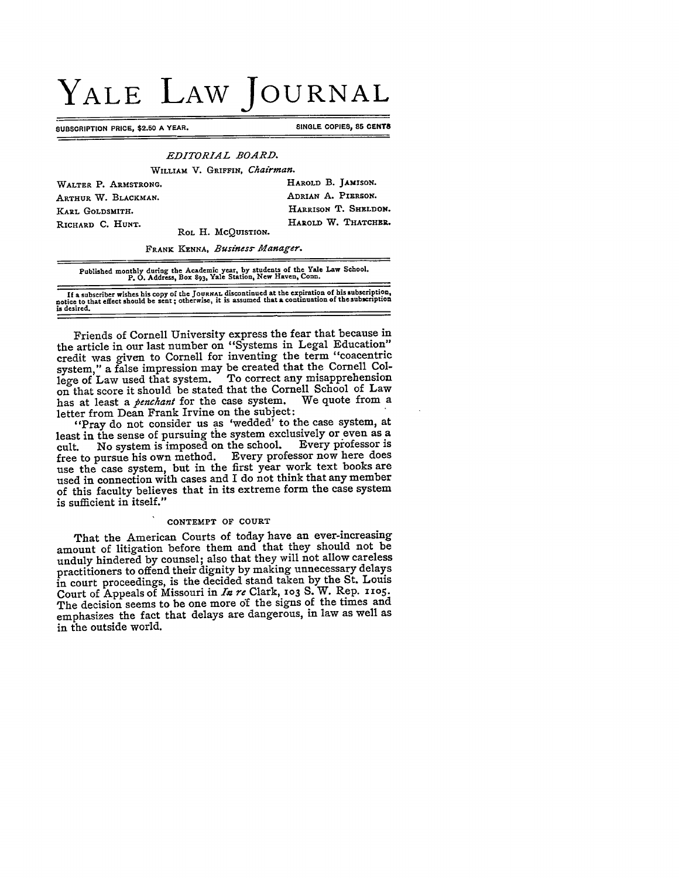# YALE LAW JOURNAL

SUBSCRIPTION PRICE, $2.50 A YEAR. SINGLE COPIES, 35 CENTS

*EDITORIAL BOARD.*

WILLIAM V. GRIFFIN, *Chairman.*

WALTER P. ARMSTRONG.
ARTHUR W. BLACKMAN.
KARL GOLDSMITH.
RICHARD C. HUNT.
HAROLD B. JAMISON.
ADRIAN A. PIERSON.
HARRISON T. SHELDON.
HAROLD W. THATCHER.
ROL H. MCQUISTION.

FRANK KENNA, *Business Manager.*

Published monthly during the Academic year, by students of the Yale Law School.
P. O. Address, Box 893, Yale Station, New Haven, Conn.

If a subscriber wishes his copy of the JOURNAL discontinued at the expiration of his subscription, notice to that effect should be sent; otherwise, it is assumed that a continuation of the subscription is desired.

---

Friends of Cornell University express the fear that because in the article in our last number on "Systems in Legal Education" credit was given to Cornell for inventing the term "coacentric system," a false impression may be created that the Cornell College of Law used that system. To correct any misapprehension on that score it should be stated that the Cornell School of Law has at least a *penchant* for the case system. We quote from a letter from Dean Frank Irvine on the subject:

"Pray do not consider us as 'wedded' to the case system, at least in the sense of pursuing the system exclusively or even as a cult. No system is imposed on the school. Every professor is free to pursue his own method. Every professor now here does use the case system, but in the first year work text books are used in connection with cases and I do not think that any member of this faculty believes that in its extreme form the case system is sufficient in itself."

### CONTEMPT OF COURT

That the American Courts of today have an ever-increasing amount of litigation before them and that they should not be unduly hindered by counsel; also that they will not allow careless practitioners to offend their dignity by making unnecessary delays in court proceedings, is the decided stand taken by the St. Louis Court of Appeals of Missouri in *In re* Clark, 103 S. W. Rep. 1105. The decision seems to be one more of the signs of the times and emphasizes the fact that delays are dangerous, in law as well as in the outside world.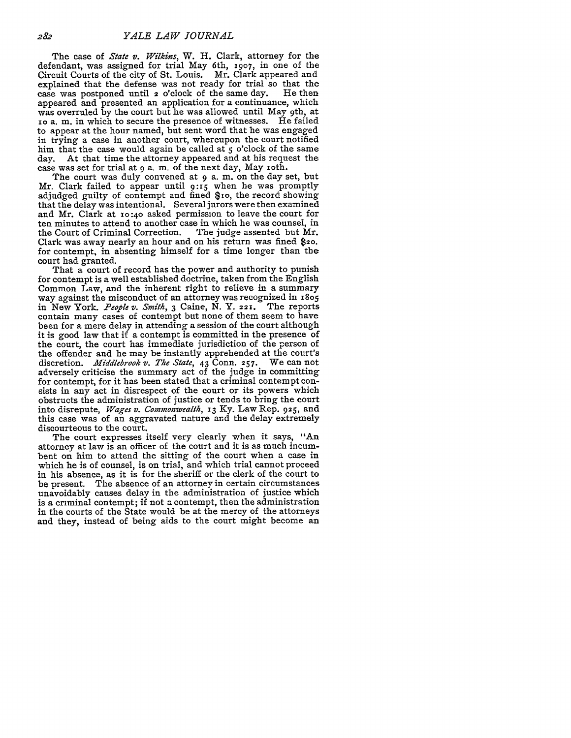The case of *State v. Wilkins*, W. H. Clark, attorney for the defendant, was assigned for trial May 6th, 1907, in one of the Circuit Courts of the city of St. Louis. Mr. Clark appeared and explained that the defense was not ready for trial so that the case was postponed until 2 o'clock of the same day. He then appeared and presented an application for a continuance, which was overruled by the court but he was allowed until May 9th, at 10 a. m. in which to secure the presence of witnesses. He failed to appear at the hour named, but sent word that he was engaged in trying a case in another court, whereupon the court notified him that the case would again be called at 5 o'clock of the same day. At that time the attorney appeared and at his request the case was set for trial at 9 a. m. of the next day, May 10th.

The court was duly convened at 9 a. m. on the day set, but Mr. Clark failed to appear until 9:15 when he was promptly adjudged guilty of contempt and fined $10, the record showing that the delay was intentional. Several jurors were then examined and Mr. Clark at 10:40 asked permission to leave the court for ten minutes to attend to another case in which he was counsel, in the Court of Criminal Correction. The judge assented but Mr. Clark was away nearly an hour and on his return was fined $20. for contempt, in absenting himself for a time longer than the court had granted.

That a court of record has the power and authority to punish for contempt is a well established doctrine, taken from the English Common Law, and the inherent right to relieve in a summary way against the misconduct of an attorney was recognized in 1805 in New York. *People v. Smith*, 3 Caine, N. Y. 221. The reports contain many cases of contempt but none of them seem to have been for a mere delay in attending a session of the court although it is good law that if a contempt is committed in the presence of the court, the court has immediate jurisdiction of the person of the offender and he may be instantly apprehended at the court's discretion. *Middlebrook v. The State*, 43 Conn. 257. We can not adversely criticise the summary act of the judge in committing for contempt, for it has been stated that a criminal contempt consists in any act in disrespect of the court or its powers which obstructs the administration of justice or tends to bring the court into disrepute, *Wages v. Commonwealth*, 13 Ky. Law Rep. 925, and this case was of an aggravated nature and the delay extremely discourteous to the court.

The court expresses itself very clearly when it says, "An attorney at law is an officer of the court and it is as much incumbent on him to attend the sitting of the court when a case in which he is of counsel, is on trial, and which trial cannot proceed in his absence, as it is for the sheriff or the clerk of the court to be present. The absence of an attorney in certain circumstances unavoidably causes delay in the administration of justice which is a criminal contempt; if not a contempt, then the administration in the courts of the State would be at the mercy of the attorneys and they, instead of being aids to the court might become an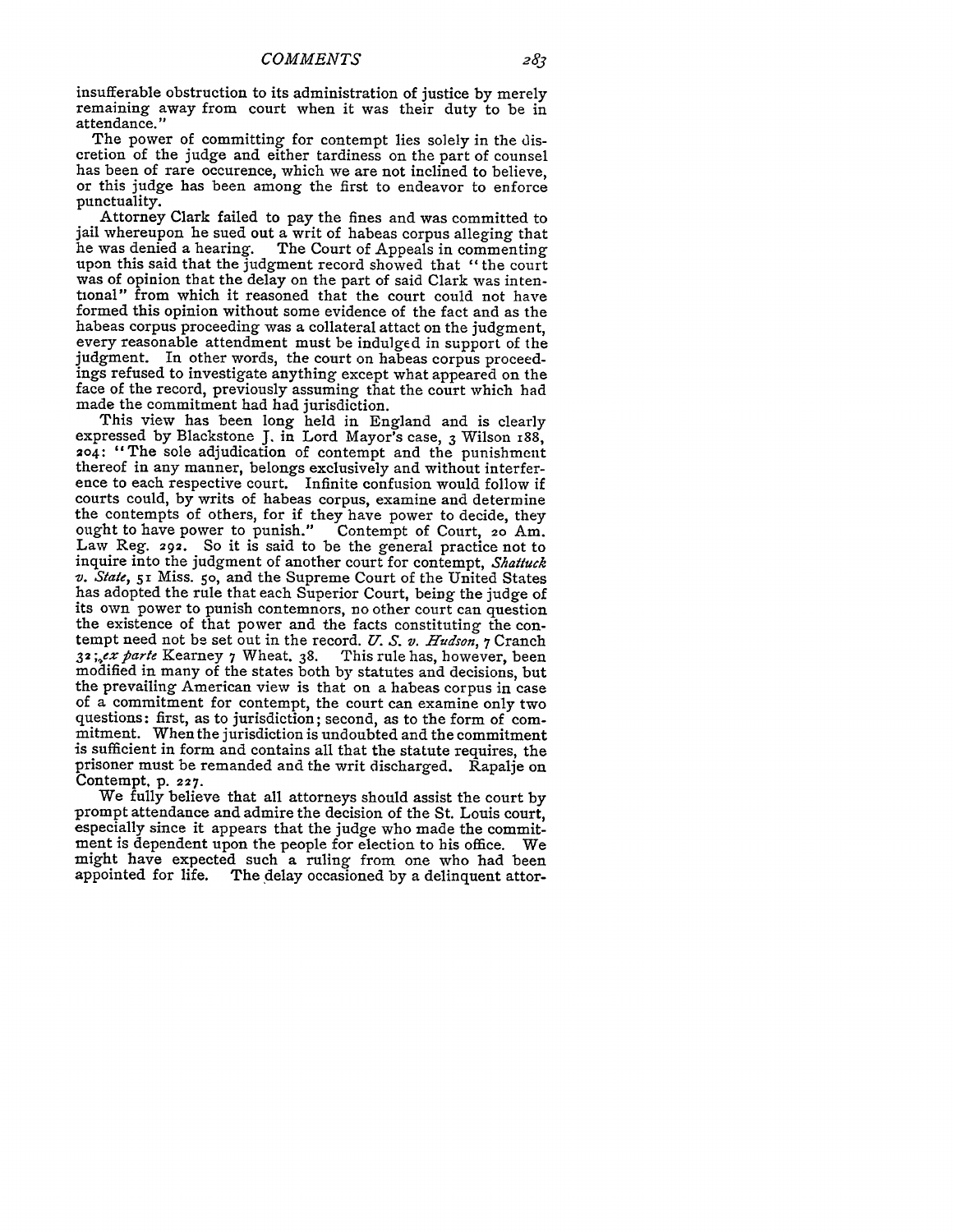insufferable obstruction to its administration of justice by merely remaining away from court when it was their duty to be in attendance."

The power of committing for contempt lies solely in the discretion of the judge and either tardiness on the part of counsel has been of rare occurence, which we are not inclined to believe, or this judge has been among the first to endeavor to enforce punctuality.

Attorney Clark failed to pay the fines and was committed to jail whereupon he sued out a writ of habeas corpus alleging that he was denied a hearing. The Court of Appeals in commenting upon this said that the judgment record showed that "the court was of opinion that the delay on the part of said Clark was intentional" from which it reasoned that the court could not have formed this opinion without some evidence of the fact and as the habeas corpus proceeding was a collateral attack on the judgment, every reasonable attendment must be indulged in support of the judgment. In other words, the court on habeas corpus proceedings refused to investigate anything except what appeared on the face of the record, previously assuming that the court which had made the commitment had had jurisdiction.

This view has been long held in England and is clearly expressed by Blackstone J. in Lord Mayor's case, 3 Wilson 188, 204: "The sole adjudication of contempt and the punishment thereof in any manner, belongs exclusively and without interference to each respective court. Infinite confusion would follow if courts could, by writs of habeas corpus, examine and determine the contempts of others, for if they have power to decide, they ought to have power to punish." Contempt of Court, 20 Am. Law Reg. 292. So it is said to be the general practice not to inquire into the judgment of another court for contempt, *Shattuck v. State*, 51 Miss. 50, and the Supreme Court of the United States has adopted the rule that each Superior Court, being the judge of its own power to punish contemnors, no other court can question the existence of that power and the facts constituting the contempt need not be set out in the record. *U. S. v. Hudson*, 7 Cranch 32; *ex parte* Kearney 7 Wheat. 38. This rule has, however, been modified in many of the states both by statutes and decisions, but the prevailing American view is that on a habeas corpus in case of a commitment for contempt, the court can examine only two questions: first, as to jurisdiction; second, as to the form of commitment. When the jurisdiction is undoubted and the commitment is sufficient in form and contains all that the statute requires, the prisoner must be remanded and the writ discharged. Rapalje on Contempt, p. 227.

We fully believe that all attorneys should assist the court by prompt attendance and admire the decision of the St. Louis court, especially since it appears that the judge who made the commitment is dependent upon the people for election to his office. We might have expected such a ruling from one who had been appointed for life. The delay occasioned by a delinquent attor-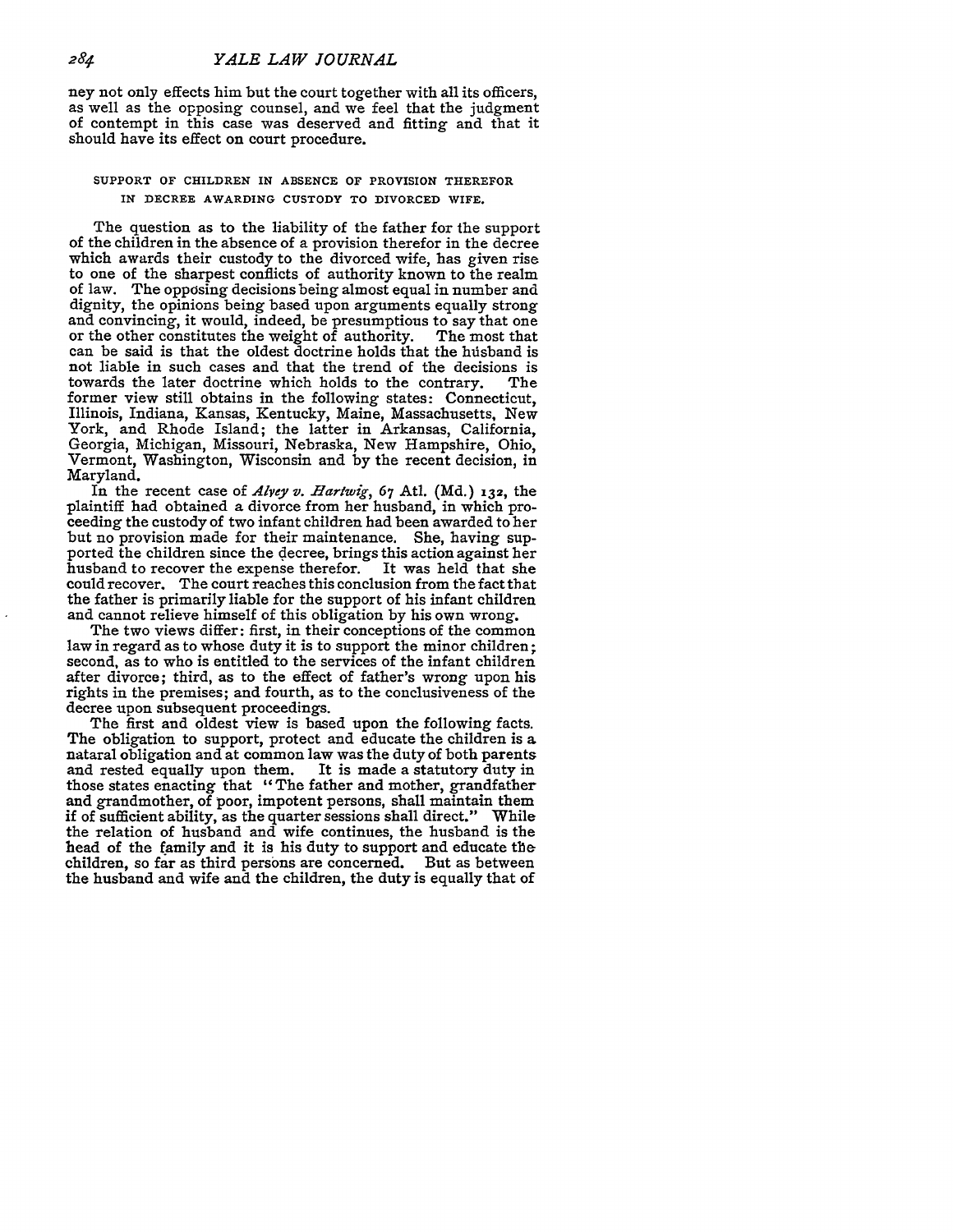ney not only effects him but the court together with all its officers, as well as the opposing counsel, and we feel that the judgment of contempt in this case was deserved and fitting and that it should have its effect on court procedure.

### SUPPORT OF CHILDREN IN ABSENCE OF PROVISION THEREFOR IN DECREE AWARDING CUSTODY TO DIVORCED WIFE.

The question as to the liability of the father for the support of the children in the absence of a provision therefor in the decree which awards their custody to the divorced wife, has given rise to one of the sharpest conflicts of authority known to the realm of law. The opposing decisions being almost equal in number and dignity, the opinions being based upon arguments equally strong and convincing, it would, indeed, be presumptious to say that one or the other constitutes the weight of authority. The most that can be said is that the oldest doctrine holds that the husband is not liable in such cases and that the trend of the decisions is towards the later doctrine which holds to the contrary. The former view still obtains in the following states: Connecticut, Illinois, Indiana, Kansas, Kentucky, Maine, Massachusetts, New York, and Rhode Island; the latter in Arkansas, California, Georgia, Michigan, Missouri, Nebraska, New Hampshire, Ohio, Vermont, Washington, Wisconsin and by the recent decision, in Maryland.

In the recent case of *Alvey v. Hartwig*, 67 Atl. (Md.) 132, the plaintiff had obtained a divorce from her husband, in which proceeding the custody of two infant children had been awarded to her but no provision made for their maintenance. She, having supported the children since the decree, brings this action against her husband to recover the expense therefor. It was held that she could recover. The court reaches this conclusion from the fact that the father is primarily liable for the support of his infant children and cannot relieve himself of this obligation by his own wrong.

The two views differ: first, in their conceptions of the common law in regard as to whose duty it is to support the minor children; second, as to who is entitled to the services of the infant children after divorce; third, as to the effect of father's wrong upon his rights in the premises; and fourth, as to the conclusiveness of the decree upon subsequent proceedings.

The first and oldest view is based upon the following facts. The obligation to support, protect and educate the children is a natural obligation and at common law was the duty of both parents and rested equally upon them. It is made a statutory duty in those states enacting that "The father and mother, grandfather and grandmother, of poor, impotent persons, shall maintain them if of sufficient ability, as the quarter sessions shall direct." While the relation of husband and wife continues, the husband is the head of the family and it is his duty to support and educate the children, so far as third persons are concerned. But as between the husband and wife and the children, the duty is equally that of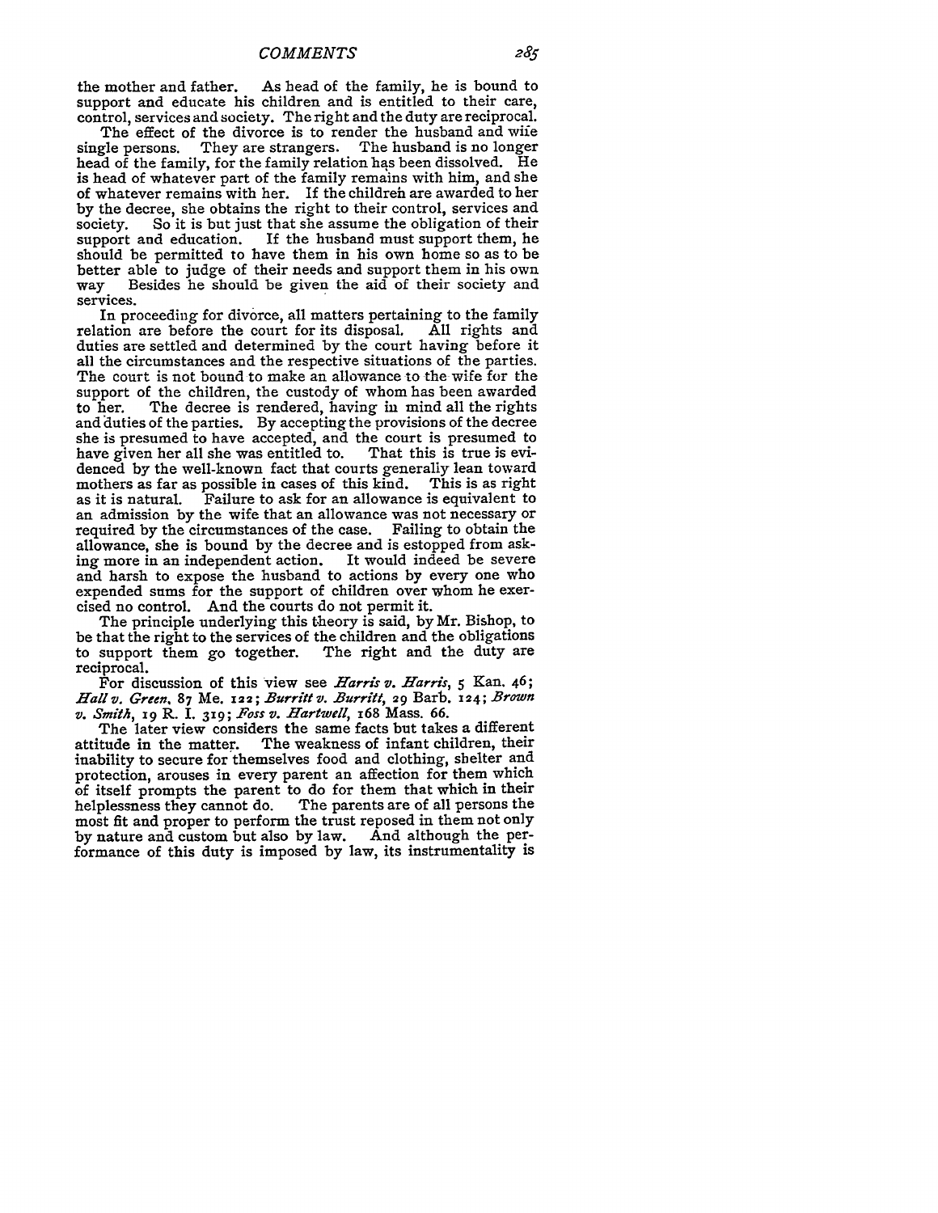the mother and father. As head of the family, he is bound to support and educate his children and is entitled to their care, control, services and society. The right and the duty are reciprocal.

The effect of the divorce is to render the husband and wife single persons. They are strangers. The husband is no longer head of the family, for the family relation has been dissolved. He is head of whatever part of the family remains with him, and she of whatever remains with her. If the children are awarded to her by the decree, she obtains the right to their control, services and society. So it is but just that she assume the obligation of their support and education. If the husband must support them, he should be permitted to have them in his own home so as to be better able to judge of their needs and support them in his own way Besides he should be given the aid of their society and services.

In proceeding for divorce, all matters pertaining to the family relation are before the court for its disposal. All rights and duties are settled and determined by the court having before it all the circumstances and the respective situations of the parties. The court is not bound to make an allowance to the wife for the support of the children, the custody of whom has been awarded to her. The decree is rendered, having in mind all the rights and duties of the parties. By accepting the provisions of the decree she is presumed to have accepted, and the court is presumed to have given her all she was entitled to. That this is true is evidenced by the well-known fact that courts generally lean toward mothers as far as possible in cases of this kind. This is as right as it is natural. Failure to ask for an allowance is equivalent to an admission by the wife that an allowance was not necessary or required by the circumstances of the case. Failing to obtain the allowance, she is bound by the decree and is estopped from asking more in an independent action. It would indeed be severe and harsh to expose the husband to actions by every one who expended sums for the support of children over whom he exercised no control. And the courts do not permit it.

The principle underlying this theory is said, by Mr. Bishop, to be that the right to the services of the children and the obligations to support them go together. The right and the duty are reciprocal.

For discussion of this view see *Harris v. Harris*, 5 Kan. 46; *Hall v. Green*, 87 Me. 122; *Burritt v. Burritt*, 29 Barb. 124; *Brown v. Smith*, 19 R. I. 319; *Foss v. Hartwell*, 168 Mass. 66.

The later view considers the same facts but takes a different attitude in the matter. The weakness of infant children, their inability to secure for themselves food and clothing, shelter and protection, arouses in every parent an affection for them which of itself prompts the parent to do for them that which in their helplessness they cannot do. The parents are of all persons the most fit and proper to perform the trust reposed in them not only by nature and custom but also by law. And although the performance of this duty is imposed by law, its instrumentality is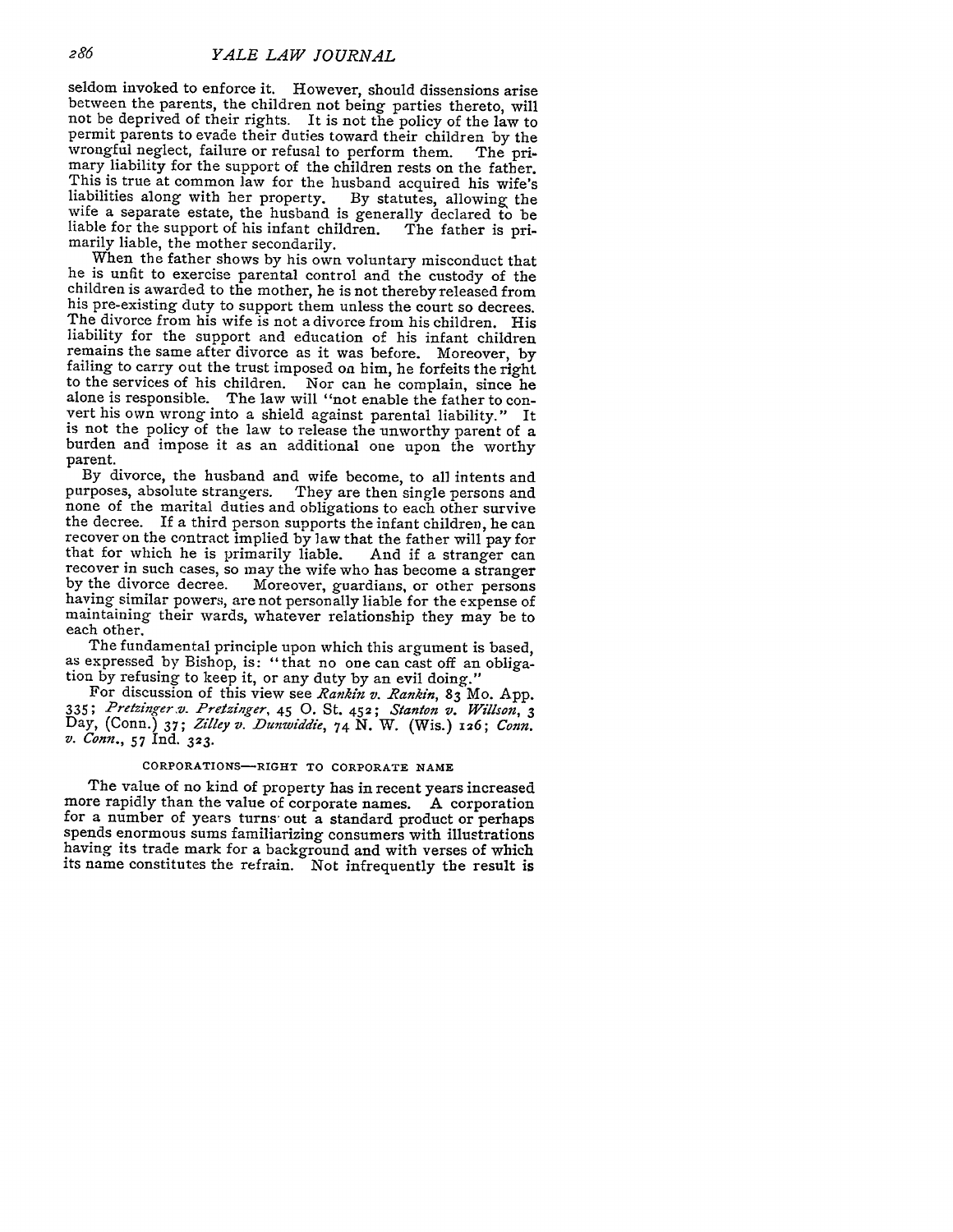seldom invoked to enforce it. However, should dissensions arise between the parents, the children not being parties thereto, will not be deprived of their rights. It is not the policy of the law to permit parents to evade their duties toward their children by the wrongful neglect, failure or refusal to perform them. The primary liability for the support of the children rests on the father. This is true at common law for the husband acquired his wife's liabilities along with her property. By statutes, allowing the wife a separate estate, the husband is generally declared to be liable for the support of his infant children. The father is primarily liable, the mother secondarily.

When the father shows by his own voluntary misconduct that he is unfit to exercise parental control and the custody of the children is awarded to the mother, he is not thereby released from his pre-existing duty to support them unless the court so decrees. The divorce from his wife is not a divorce from his children. His liability for the support and education of his infant children remains the same after divorce as it was before. Moreover, by failing to carry out the trust imposed on him, he forfeits the right to the services of his children. Nor can he complain, since he alone is responsible. The law will "not enable the father to convert his own wrong into a shield against parental liability." It is not the policy of the law to release the unworthy parent of a burden and impose it as an additional one upon the worthy parent.

By divorce, the husband and wife become, to all intents and purposes, absolute strangers. They are then single persons and none of the marital duties and obligations to each other survive the decree. If a third person supports the infant children, he can recover on the contract implied by law that the father will pay for that for which he is primarily liable. And if a stranger can recover in such cases, so may the wife who has become a stranger by the divorce decree. Moreover, guardians, or other persons having similar powers, are not personally liable for the expense of maintaining their wards, whatever relationship they may be to each other.

The fundamental principle upon which this argument is based, as expressed by Bishop, is: "that no one can cast off an obligation by refusing to keep it, or any duty by an evil doing."

For discussion of this view see *Rankin v. Rankin*, 83 Mo. App. 335; *Pretzinger v. Pretzinger*, 45 O. St. 452; *Stanton v. Willson*, 3 Day, (Conn.) 37; *Zilley v. Dunwiddie*, 74 N. W. (Wis.) 126; *Conn. v. Conn.*, 57 Ind. 323.

### CORPORATIONS—RIGHT TO CORPORATE NAME

The value of no kind of property has in recent years increased more rapidly than the value of corporate names. A corporation for a number of years turns out a standard product or perhaps spends enormous sums familiarizing consumers with illustrations having its trade mark for a background and with verses of which its name constitutes the refrain. Not infrequently the result is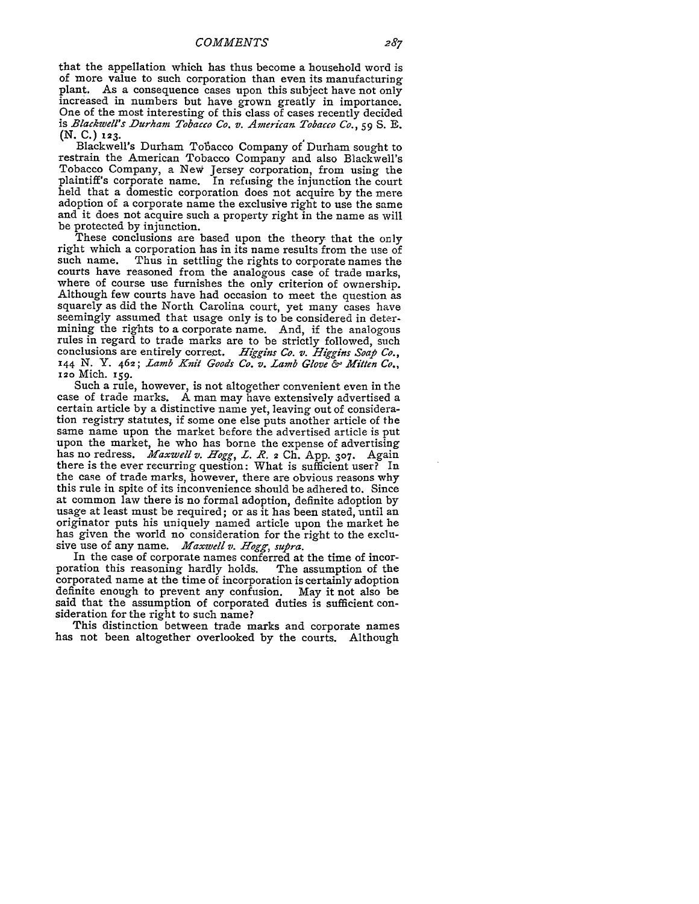that the appellation which has thus become a household word is of more value to such corporation than even its manufacturing plant. As a consequence cases upon this subject have not only increased in numbers but have grown greatly in importance. One of the most interesting of this class of cases recently decided is *Blackwell's Durham Tobacco Co. v. American Tobacco Co.*, 59 S. E. (N. C.) 123.

Blackwell's Durham Tobacco Company of Durham sought to restrain the American Tobacco Company and also Blackwell's Tobacco Company, a New Jersey corporation, from using the plaintiff's corporate name. In refusing the injunction the court held that a domestic corporation does not acquire by the mere adoption of a corporate name the exclusive right to use the same and it does not acquire such a property right in the name as will be protected by injunction.

These conclusions are based upon the theory that the only right which a corporation has in its name results from the use of such name. Thus in settling the rights to corporate names the courts have reasoned from the analogous case of trade marks, where of course use furnishes the only criterion of ownership. Although few courts have had occasion to meet the question as squarely as did the North Carolina court, yet many cases have seemingly assumed that usage only is to be considered in determining the rights to a corporate name. And, if the analogous rules in regard to trade marks are to be strictly followed, such conclusions are entirely correct. *Higgins Co. v. Higgins Soap Co.*, 144 N. Y. 462; *Lamb Knit Goods Co. v. Lamb Glove & Mitten Co.*, 120 Mich. 159.

Such a rule, however, is not altogether convenient even in the case of trade marks. A man may have extensively advertised a certain article by a distinctive name yet, leaving out of consideration registry statutes, if some one else puts another article of the same name upon the market before the advertised article is put upon the market, he who has borne the expense of advertising has no redress. *Maxwell v. Hogg*, *L. R.* 2 Ch. App. 307. Again there is the ever recurring question: What is sufficient user? In the case of trade marks, however, there are obvious reasons why this rule in spite of its inconvenience should be adhered to. Since at common law there is no formal adoption, definite adoption by usage at least must be required; or as it has been stated, until an originator puts his uniquely named article upon the market he has given the world no consideration for the right to the exclusive use of any name. *Maxwell v. Hogg*, *supra*.

In the case of corporate names conferred at the time of incorporation this reasoning hardly holds. The assumption of the corporated name at the time of incorporation is certainly adoption definite enough to prevent any confusion. May it not also be said that the assumption of corporated duties is sufficient consideration for the right to such name?

This distinction between trade marks and corporate names has not been altogether overlooked by the courts. Although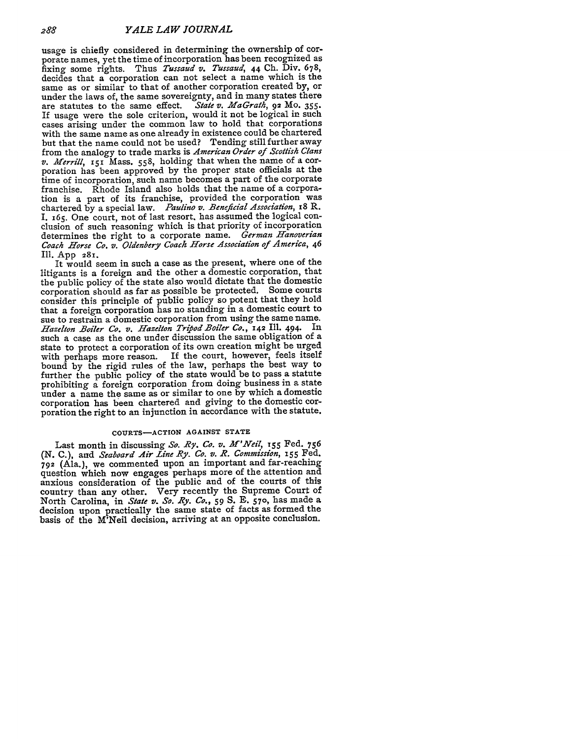usage is chiefly considered in determining the ownership of corporate names, yet the time of incorporation has been recognized as fixing some rights. Thus *Tussaud v. Tussaud*, 44 Ch. Div. 678, decides that a corporation can not select a name which is the same as or similar to that of another corporation created by, or under the laws of, the same sovereignty, and in many states there are statutes to the same effect. *State v. MaGrath*, 92 Mo. 355. If usage were the sole criterion, would it not be logical in such cases arising under the common law to hold that corporations with the same name as one already in existence could be chartered but that the name could not be used? Tending still further away from the analogy to trade marks is *American Order of Scottish Clans v. Merrill*, 151 Mass. 558, holding that when the name of a corporation has been approved by the proper state officials at the time of incorporation, such name becomes a part of the corporate franchise. Rhode Island also holds that the name of a corporation is a part of its franchise, provided the corporation was chartered by a special law. *Paulino v. Beneficial Association*, 18 R. I. 165. One court, not of last resort, has assumed the logical conclusion of such reasoning which is that priority of incorporation determines the right to a corporate name. *German Hanoverian Coach Horse Co. v. Oldenbery Coach Horse Association of America*, 46 Ill. App 281.

It would seem in such a case as the present, where one of the litigants is a foreign and the other a domestic corporation, that the public policy of the state also would dictate that the domestic corporation should as far as possible be protected. Some courts consider this principle of public policy so potent that they hold that a foreign corporation has no standing in a domestic court to sue to restrain a domestic corporation from using the same name. *Hazelton Boiler Co. v. Hazelton Tripod Boiler Co.*, 142 Ill. 494. In such a case as the one under discussion the same obligation of a state to protect a corporation of its own creation might be urged with perhaps more reason. If the court, however, feels itself bound by the rigid rules of the law, perhaps the best way to further the public policy of the state would be to pass a statute prohibiting a foreign corporation from doing business in a state under a name the same as or similar to one by which a domestic corporation has been chartered and giving to the domestic corporation the right to an injunction in accordance with the statute.

## COURTS—ACTION AGAINST STATE

Last month in discussing *So. Ry. Co. v. M'Neil*, 155 Fed. 756 (N. C.), and *Seaboard Air Line Ry. Co. v. R. Commission*, 155 Fed. 792 (Ala.), we commented upon an important and far-reaching question which now engages perhaps more of the attention and anxious consideration of the public and of the courts of this country than any other. Very recently the Supreme Court of North Carolina, in *State v. So. Ry. Co.*, 59 S. E. 570, has made a decision upon practically the same state of facts as formed the basis of the M'Neil decision, arriving at an opposite conclusion.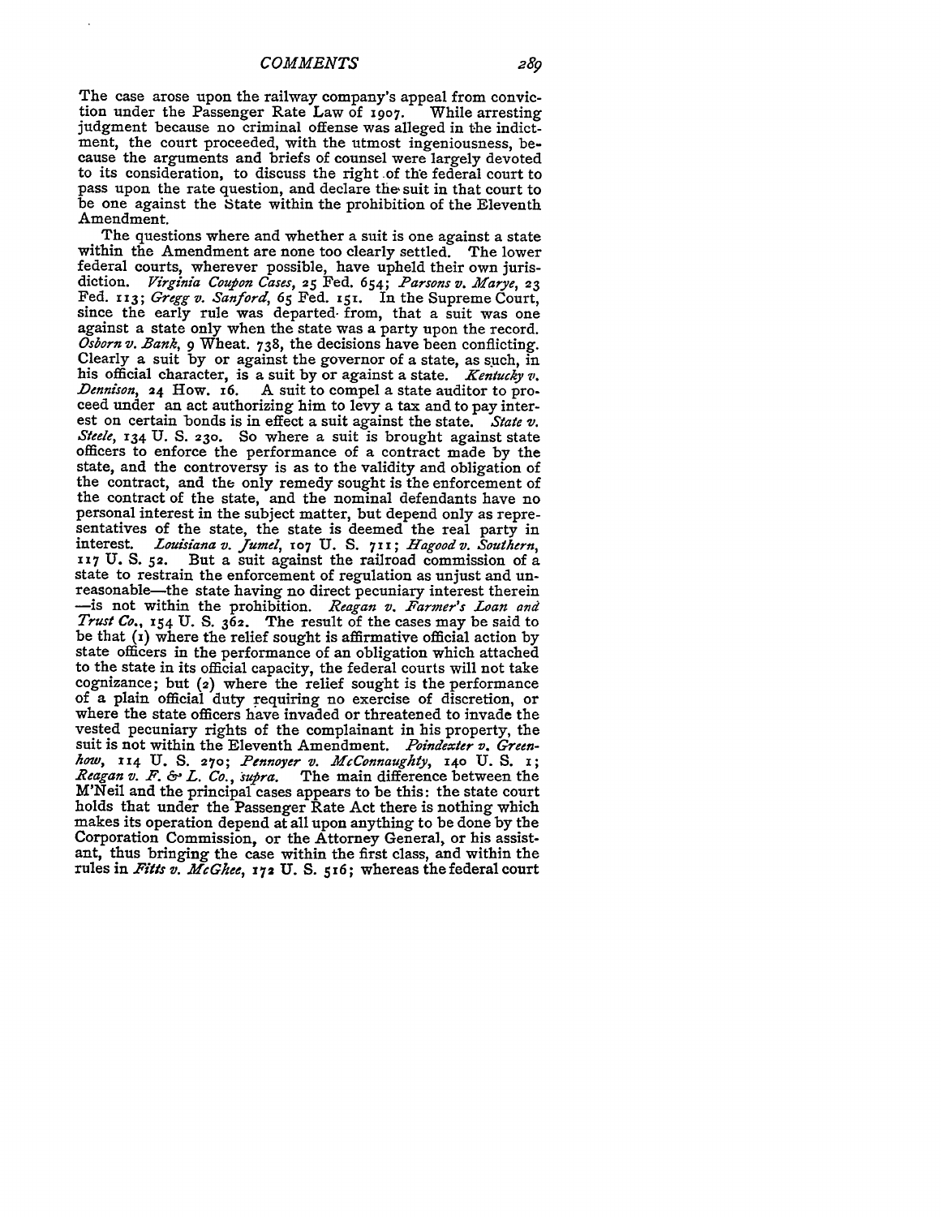The case arose upon the railway company's appeal from conviction under the Passenger Rate Law of 1907. While arresting judgment because no criminal offense was alleged in the indictment, the court proceeded, with the utmost ingeniousness, because the arguments and briefs of counsel were largely devoted to its consideration, to discuss the right of the federal court to pass upon the rate question, and declare the suit in that court to be one against the State within the prohibition of the Eleventh Amendment.

The questions where and whether a suit is one against a state within the Amendment are none too clearly settled. The lower federal courts, wherever possible, have upheld their own jurisdiction. *Virginia Coupon Cases*, 25 Fed. 654; *Parsons v. Marye*, 23 Fed. 113; *Gregg v. Sanford*, 65 Fed. 151. In the Supreme Court, since the early rule was departed from, that a suit was one against a state only when the state was a party upon the record. *Osborn v. Bank*, 9 Wheat. 738, the decisions have been conflicting. Clearly a suit by or against the governor of a state, as such, in his official character, is a suit by or against a state. *Kentucky v. Dennison*, 24 How. 16. A suit to compel a state auditor to proceed under an act authorizing him to levy a tax and to pay interest on certain bonds is in effect a suit against the state. *State v. Steele*, 134 U. S. 230. So where a suit is brought against state officers to enforce the performance of a contract made by the state, and the controversy is as to the validity and obligation of the contract, and the only remedy sought is the enforcement of the contract of the state, and the nominal defendants have no personal interest in the subject matter, but depend only as representatives of the state, the state is deemed the real party in interest. *Louisiana v. Jumel*, 107 U. S. 711; *Hagood v. Southern*, 117 U. S. 52. But a suit against the railroad commission of a state to restrain the enforcement of regulation as unjust and unreasonable—the state having no direct pecuniary interest therein—is not within the prohibition. *Reagan v. Farmer's Loan and Trust Co.*, 154 U. S. 362. The result of the cases may be said to be that (1) where the relief sought is affirmative official action by state officers in the performance of an obligation which attached to the state in its official capacity, the federal courts will not take cognizance; but (2) where the relief sought is the performance of a plain official duty requiring no exercise of discretion, or where the state officers have invaded or threatened to invade the vested pecuniary rights of the complainant in his property, the suit is not within the Eleventh Amendment. *Poindexter v. Greenhow*, 114 U. S. 270; *Pennoyer v. McConnaughty*, 140 U. S. 1; *Reagan v. F. & L. Co.*, *supra*. The main difference between the M'Neil and the principal cases appears to be this: the state court holds that under the Passenger Rate Act there is nothing which makes its operation depend at all upon anything to be done by the Corporation Commission, or the Attorney General, or his assistant, thus bringing the case within the first class, and within the rules in *Fitts v. McGhee*, 172 U. S. 516; whereas the federal court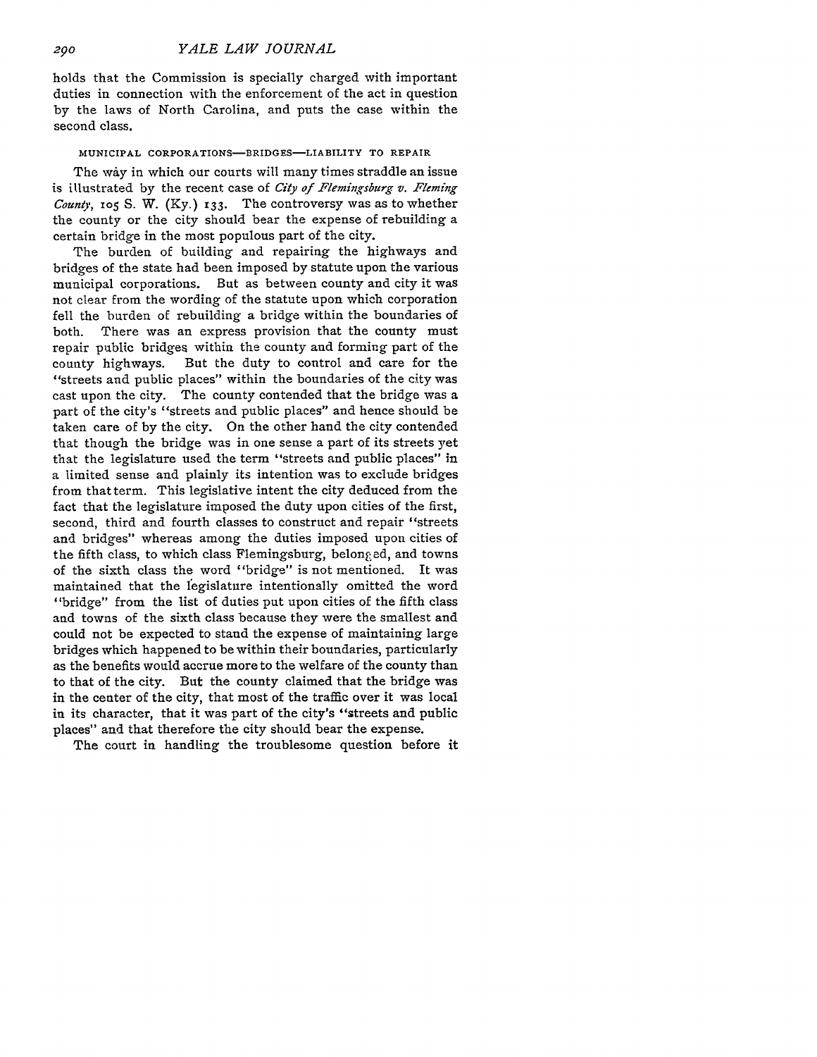holds that the Commission is specially charged with important duties in connection with the enforcement of the act in question by the laws of North Carolina, and puts the case within the second class.

### MUNICIPAL CORPORATIONS—BRIDGES—LIABILITY TO REPAIR

The way in which our courts will many times straddle an issue is illustrated by the recent case of *City of Flemingsburg v. Fleming County*, 105 S. W. (Ky.) 133. The controversy was as to whether the county or the city should bear the expense of rebuilding a certain bridge in the most populous part of the city.

The burden of building and repairing the highways and bridges of the state had been imposed by statute upon the various municipal corporations. But as between county and city it was not clear from the wording of the statute upon which corporation fell the burden of rebuilding a bridge within the boundaries of both. There was an express provision that the county must repair public bridges within the county and forming part of the county highways. But the duty to control and care for the "streets and public places" within the boundaries of the city was cast upon the city. The county contended that the bridge was a part of the city's "streets and public places" and hence should be taken care of by the city. On the other hand the city contended that though the bridge was in one sense a part of its streets yet that the legislature used the term "streets and public places" in a limited sense and plainly its intention was to exclude bridges from that term. This legislative intent the city deduced from the fact that the legislature imposed the duty upon cities of the first, second, third and fourth classes to construct and repair "streets and bridges" whereas among the duties imposed upon cities of the fifth class, to which class Flemingsburg, belonged, and towns of the sixth class the word "bridge" is not mentioned. It was maintained that the legislature intentionally omitted the word "bridge" from the list of duties put upon cities of the fifth class and towns of the sixth class because they were the smallest and could not be expected to stand the expense of maintaining large bridges which happened to be within their boundaries, particularly as the benefits would accrue more to the welfare of the county than to that of the city. But the county claimed that the bridge was in the center of the city, that most of the traffic over it was local in its character, that it was part of the city's "streets and public places" and that therefore the city should bear the expense.

The court in handling the troublesome question before it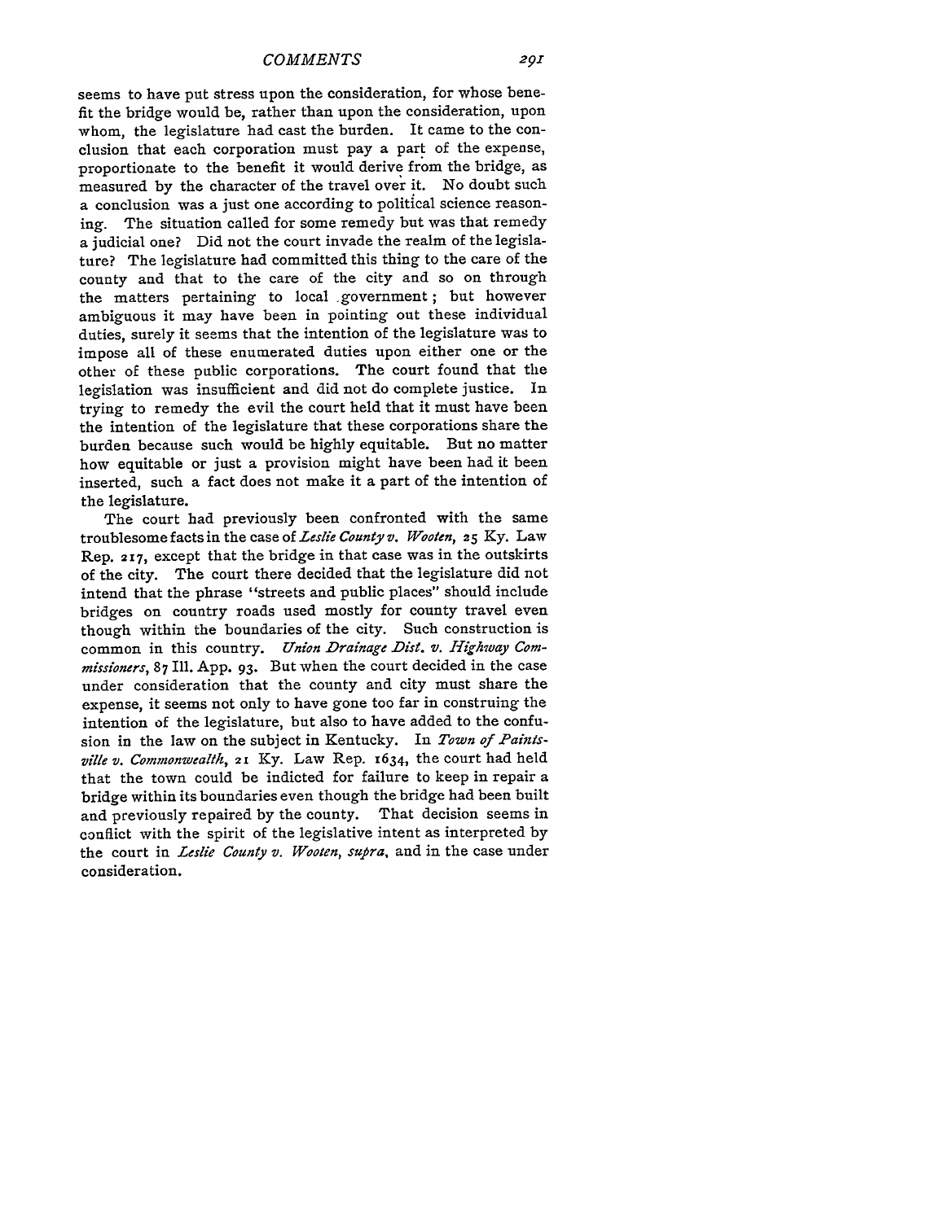seems to have put stress upon the consideration, for whose benefit the bridge would be, rather than upon the consideration, upon whom, the legislature had cast the burden. It came to the conclusion that each corporation must pay a part of the expense, proportionate to the benefit it would derive from the bridge, as measured by the character of the travel over it. No doubt such a conclusion was a just one according to political science reasoning. The situation called for some remedy but was that remedy a judicial one? Did not the court invade the realm of the legislature? The legislature had committed this thing to the care of the county and that to the care of the city and so on through the matters pertaining to local government; but however ambiguous it may have been in pointing out these individual duties, surely it seems that the intention of the legislature was to impose all of these enumerated duties upon either one or the other of these public corporations. The court found that the legislation was insufficient and did not do complete justice. In trying to remedy the evil the court held that it must have been the intention of the legislature that these corporations share the burden because such would be highly equitable. But no matter how equitable or just a provision might have been had it been inserted, such a fact does not make it a part of the intention of the legislature.

The court had previously been confronted with the same troublesome facts in the case of *Leslie County v. Wooten*, 25 Ky. Law Rep. 217, except that the bridge in that case was in the outskirts of the city. The court there decided that the legislature did not intend that the phrase "streets and public places" should include bridges on country roads used mostly for county travel even though within the boundaries of the city. Such construction is common in this country. *Union Drainage Dist. v. Highway Commissioners*, 87 Ill. App. 93. But when the court decided in the case under consideration that the county and city must share the expense, it seems not only to have gone too far in construing the intention of the legislature, but also to have added to the confusion in the law on the subject in Kentucky. In *Town of Paintsville v. Commonwealth*, 21 Ky. Law Rep. 1634, the court had held that the town could be indicted for failure to keep in repair a bridge within its boundaries even though the bridge had been built and previously repaired by the county. That decision seems in conflict with the spirit of the legislative intent as interpreted by the court in *Leslie County v. Wooten, supra*, and in the case under consideration.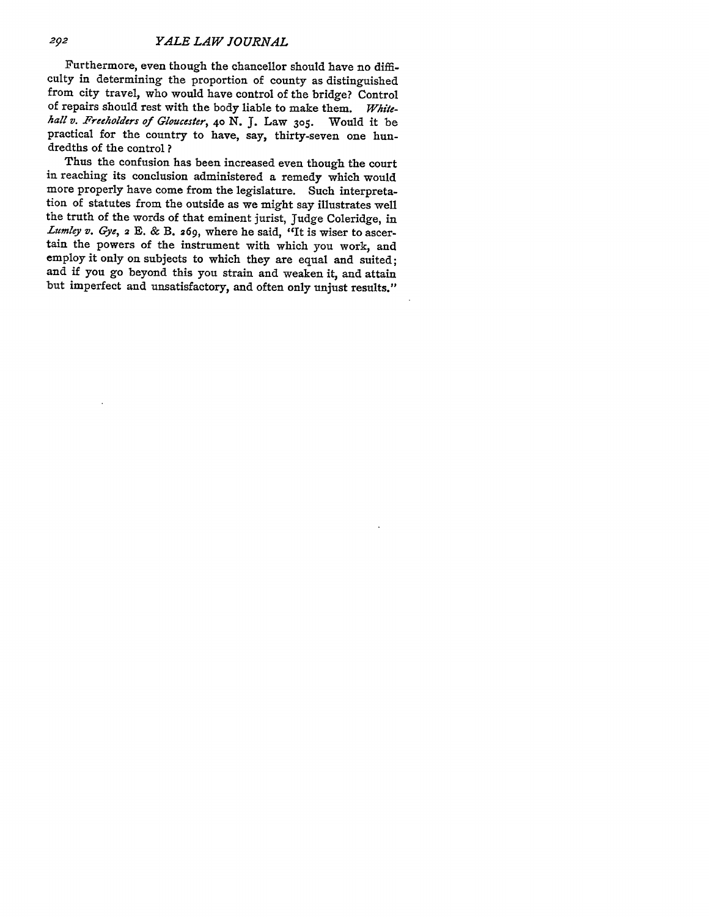Furthermore, even though the chancellor should have no difficulty in determining the proportion of county as distinguished from city travel, who would have control of the bridge? Control of repairs should rest with the body liable to make them. *Whitehall v. Freeholders of Gloucester*, 40 N. J. Law 305. Would it be practical for the country to have, say, thirty-seven one hundredths of the control?

Thus the confusion has been increased even though the court in reaching its conclusion administered a remedy which would more properly have come from the legislature. Such interpretation of statutes from the outside as we might say illustrates well the truth of the words of that eminent jurist, Judge Coleridge, in *Lumley v. Gye*, 2 E. & B. 269, where he said, "It is wiser to ascertain the powers of the instrument with which you work, and employ it only on subjects to which they are equal and suited; and if you go beyond this you strain and weaken it, and attain but imperfect and unsatisfactory, and often only unjust results."